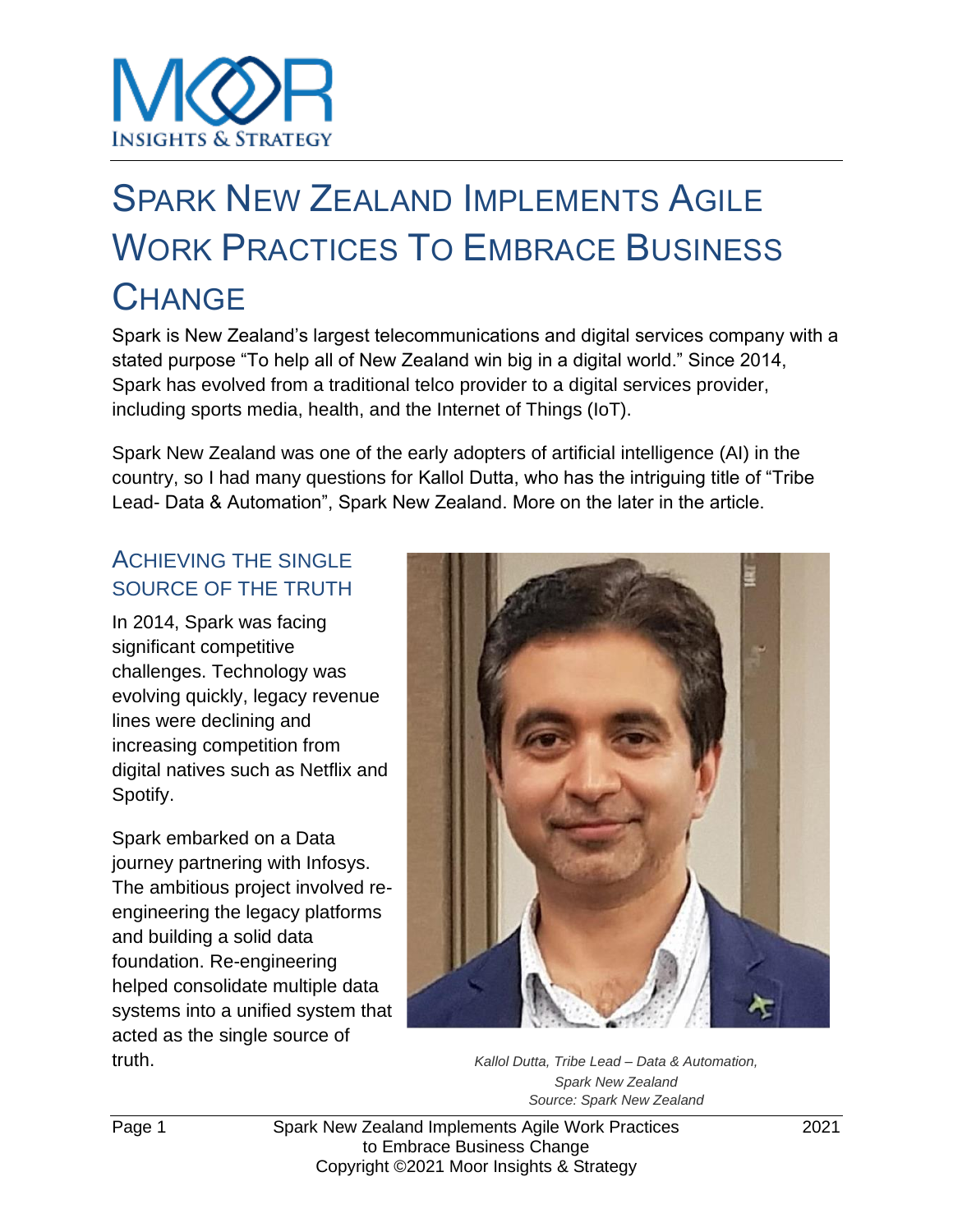# Spark New Zealand Implements Agile Work Practices To Embrace Business Change

Spark is New Zealand's largest telecommunications and digital services company with a stated purpose "To help all of New Zealand win big in a digital world." Since 2014, Spark has evolved from a traditional telco provider to a digital services provider, including sports media, health, and the Internet of Things (IoT).

Spark New Zealand was one of the early adopters of artificial intelligence (AI) in the country, so I had many questions for Kallol Dutta, who has the intriguing title of "Tribe Lead- Data & Automation", Spark New Zealand. More on the later in the article.

## Achieving the Single Source of the Truth

In 2014, Spark was facing significant competitive challenges. Technology was evolving quickly, legacy revenue lines were declining and increasing competition from digital natives such as Netflix and Spotify.

Spark embarked on a Data journey partnering with Infosys. The ambitious project involved re-engineering the legacy platforms and building a solid data foundation. Re-engineering helped consolidate multiple data systems into a unified system that acted as the single source of truth.

*Kallol Dutta, Tribe Lead – Data & Automation, Spark New Zealand*
*Source: Spark New Zealand*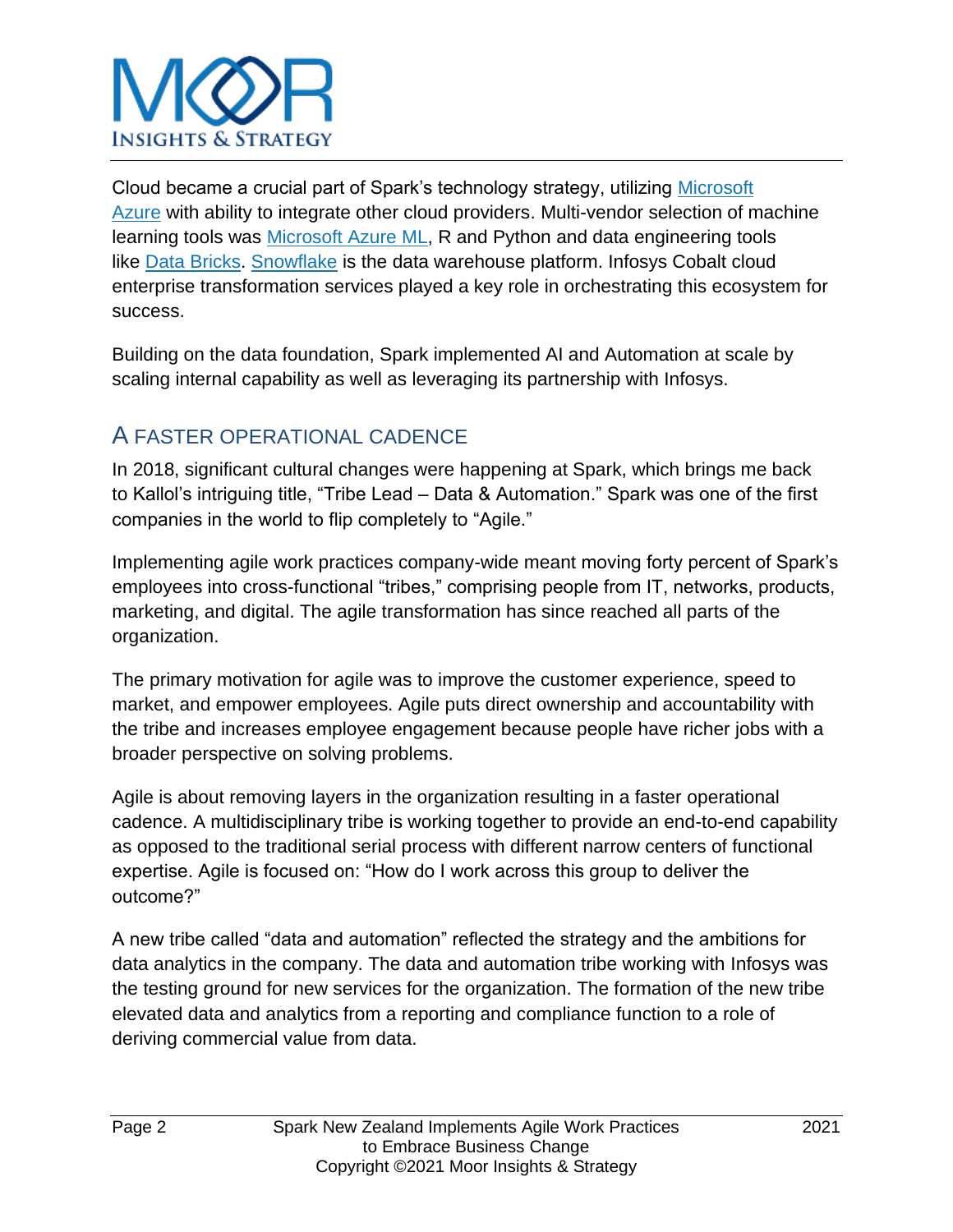Cloud became a crucial part of Spark's technology strategy, utilizing Microsoft Azure with ability to integrate other cloud providers. Multi-vendor selection of machine learning tools was Microsoft Azure ML, R and Python and data engineering tools like Data Bricks. Snowflake is the data warehouse platform. Infosys Cobalt cloud enterprise transformation services played a key role in orchestrating this ecosystem for success.

Building on the data foundation, Spark implemented AI and Automation at scale by scaling internal capability as well as leveraging its partnership with Infosys.

## A FASTER OPERATIONAL CADENCE

In 2018, significant cultural changes were happening at Spark, which brings me back to Kallol's intriguing title, "Tribe Lead – Data & Automation." Spark was one of the first companies in the world to flip completely to "Agile."

Implementing agile work practices company-wide meant moving forty percent of Spark's employees into cross-functional "tribes," comprising people from IT, networks, products, marketing, and digital. The agile transformation has since reached all parts of the organization.

The primary motivation for agile was to improve the customer experience, speed to market, and empower employees. Agile puts direct ownership and accountability with the tribe and increases employee engagement because people have richer jobs with a broader perspective on solving problems.

Agile is about removing layers in the organization resulting in a faster operational cadence. A multidisciplinary tribe is working together to provide an end-to-end capability as opposed to the traditional serial process with different narrow centers of functional expertise. Agile is focused on: "How do I work across this group to deliver the outcome?"

A new tribe called "data and automation" reflected the strategy and the ambitions for data analytics in the company. The data and automation tribe working with Infosys was the testing ground for new services for the organization. The formation of the new tribe elevated data and analytics from a reporting and compliance function to a role of deriving commercial value from data.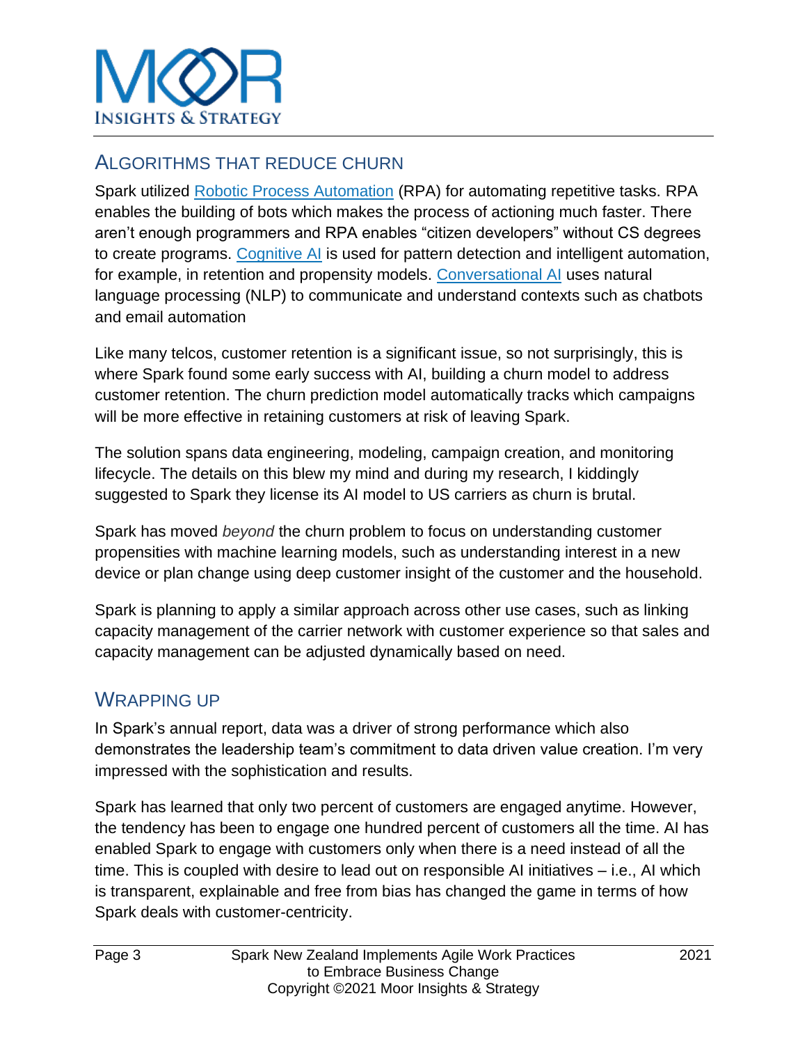## Algorithms That Reduce Churn

Spark utilized [Robotic Process Automation]() (RPA) for automating repetitive tasks. RPA enables the building of bots which makes the process of actioning much faster. There aren't enough programmers and RPA enables "citizen developers" without CS degrees to create programs. [Cognitive AI]() is used for pattern detection and intelligent automation, for example, in retention and propensity models. [Conversational AI]() uses natural language processing (NLP) to communicate and understand contexts such as chatbots and email automation

Like many telcos, customer retention is a significant issue, so not surprisingly, this is where Spark found some early success with AI, building a churn model to address customer retention. The churn prediction model automatically tracks which campaigns will be more effective in retaining customers at risk of leaving Spark.

The solution spans data engineering, modeling, campaign creation, and monitoring lifecycle. The details on this blew my mind and during my research, I kiddingly suggested to Spark they license its AI model to US carriers as churn is brutal.

Spark has moved *beyond* the churn problem to focus on understanding customer propensities with machine learning models, such as understanding interest in a new device or plan change using deep customer insight of the customer and the household.

Spark is planning to apply a similar approach across other use cases, such as linking capacity management of the carrier network with customer experience so that sales and capacity management can be adjusted dynamically based on need.

## Wrapping Up

In Spark's annual report, data was a driver of strong performance which also demonstrates the leadership team's commitment to data driven value creation. I'm very impressed with the sophistication and results.

Spark has learned that only two percent of customers are engaged anytime. However, the tendency has been to engage one hundred percent of customers all the time. AI has enabled Spark to engage with customers only when there is a need instead of all the time. This is coupled with desire to lead out on responsible AI initiatives – i.e., AI which is transparent, explainable and free from bias has changed the game in terms of how Spark deals with customer-centricity.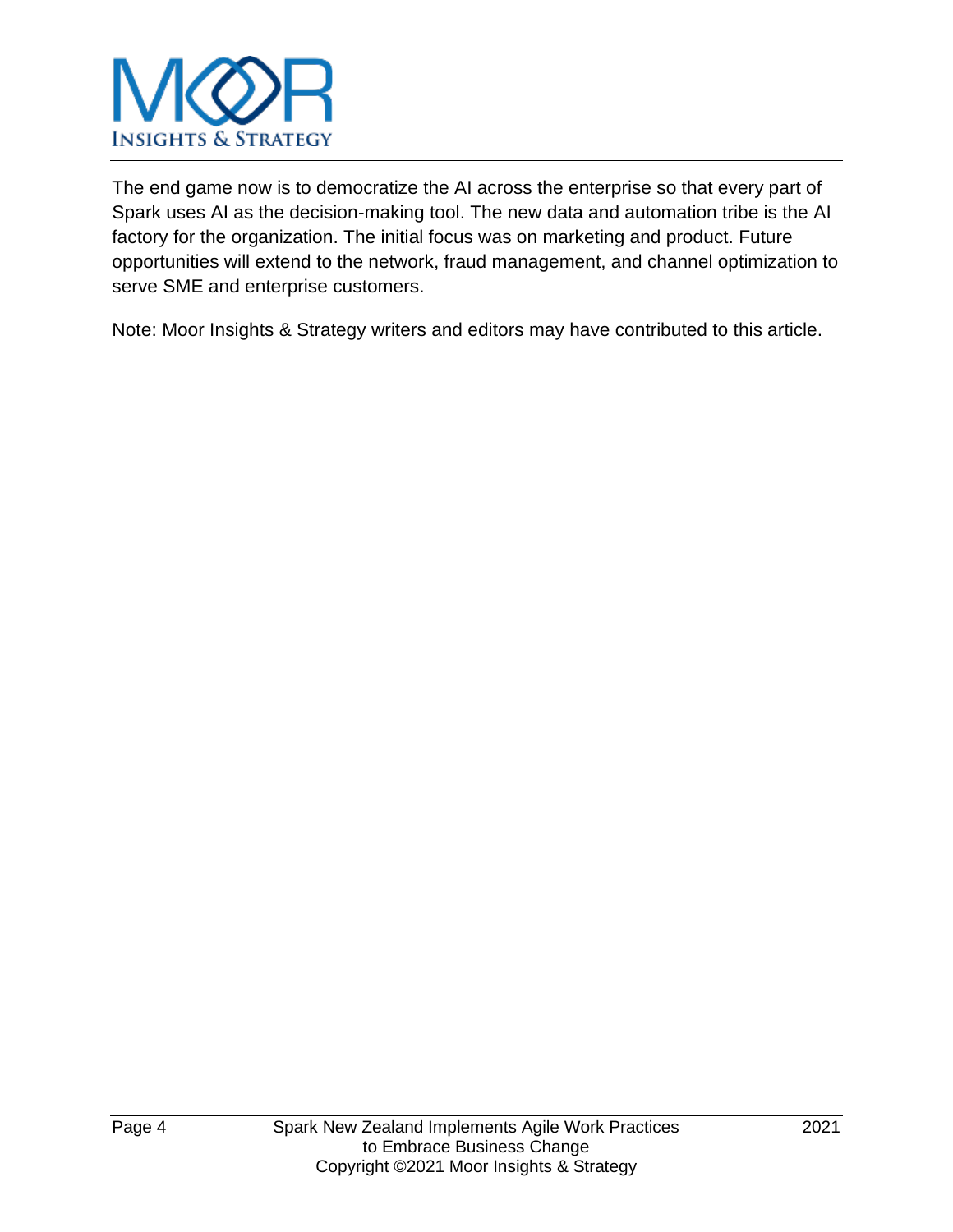The end game now is to democratize the AI across the enterprise so that every part of Spark uses AI as the decision-making tool. The new data and automation tribe is the AI factory for the organization. The initial focus was on marketing and product. Future opportunities will extend to the network, fraud management, and channel optimization to serve SME and enterprise customers.

Note: Moor Insights & Strategy writers and editors may have contributed to this article.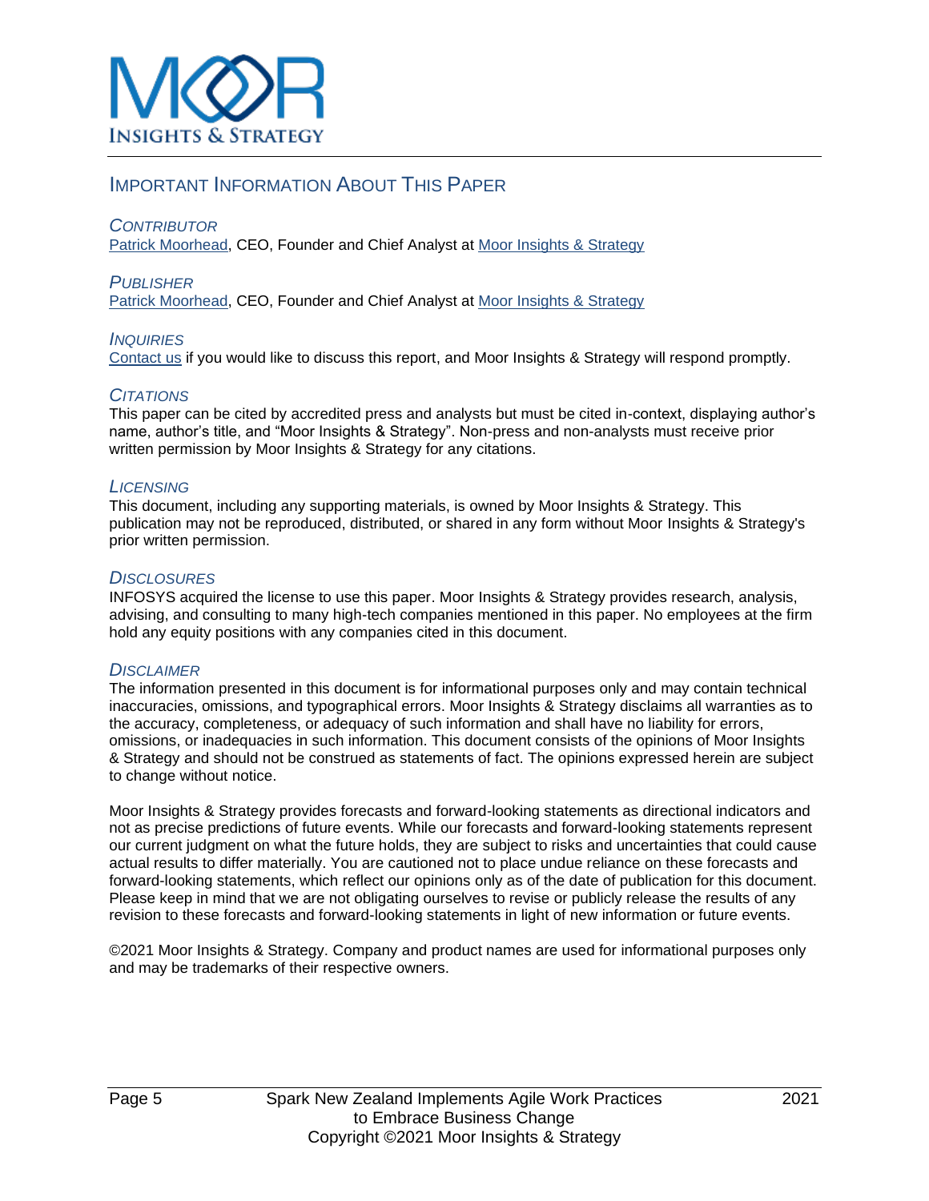# Important Information About This Paper

### *Contributor*

Patrick Moorhead, CEO, Founder and Chief Analyst at Moor Insights & Strategy

### *Publisher*

Patrick Moorhead, CEO, Founder and Chief Analyst at Moor Insights & Strategy

### *Inquiries*

Contact us if you would like to discuss this report, and Moor Insights & Strategy will respond promptly.

### *Citations*

This paper can be cited by accredited press and analysts but must be cited in-context, displaying author's name, author's title, and "Moor Insights & Strategy". Non-press and non-analysts must receive prior written permission by Moor Insights & Strategy for any citations.

### *Licensing*

This document, including any supporting materials, is owned by Moor Insights & Strategy. This publication may not be reproduced, distributed, or shared in any form without Moor Insights & Strategy's prior written permission.

### *Disclosures*

INFOSYS acquired the license to use this paper. Moor Insights & Strategy provides research, analysis, advising, and consulting to many high-tech companies mentioned in this paper. No employees at the firm hold any equity positions with any companies cited in this document.

### *Disclaimer*

The information presented in this document is for informational purposes only and may contain technical inaccuracies, omissions, and typographical errors. Moor Insights & Strategy disclaims all warranties as to the accuracy, completeness, or adequacy of such information and shall have no liability for errors, omissions, or inadequacies in such information. This document consists of the opinions of Moor Insights & Strategy and should not be construed as statements of fact. The opinions expressed herein are subject to change without notice.

Moor Insights & Strategy provides forecasts and forward-looking statements as directional indicators and not as precise predictions of future events. While our forecasts and forward-looking statements represent our current judgment on what the future holds, they are subject to risks and uncertainties that could cause actual results to differ materially. You are cautioned not to place undue reliance on these forecasts and forward-looking statements, which reflect our opinions only as of the date of publication for this document. Please keep in mind that we are not obligating ourselves to revise or publicly release the results of any revision to these forecasts and forward-looking statements in light of new information or future events.

©2021 Moor Insights & Strategy. Company and product names are used for informational purposes only and may be trademarks of their respective owners.